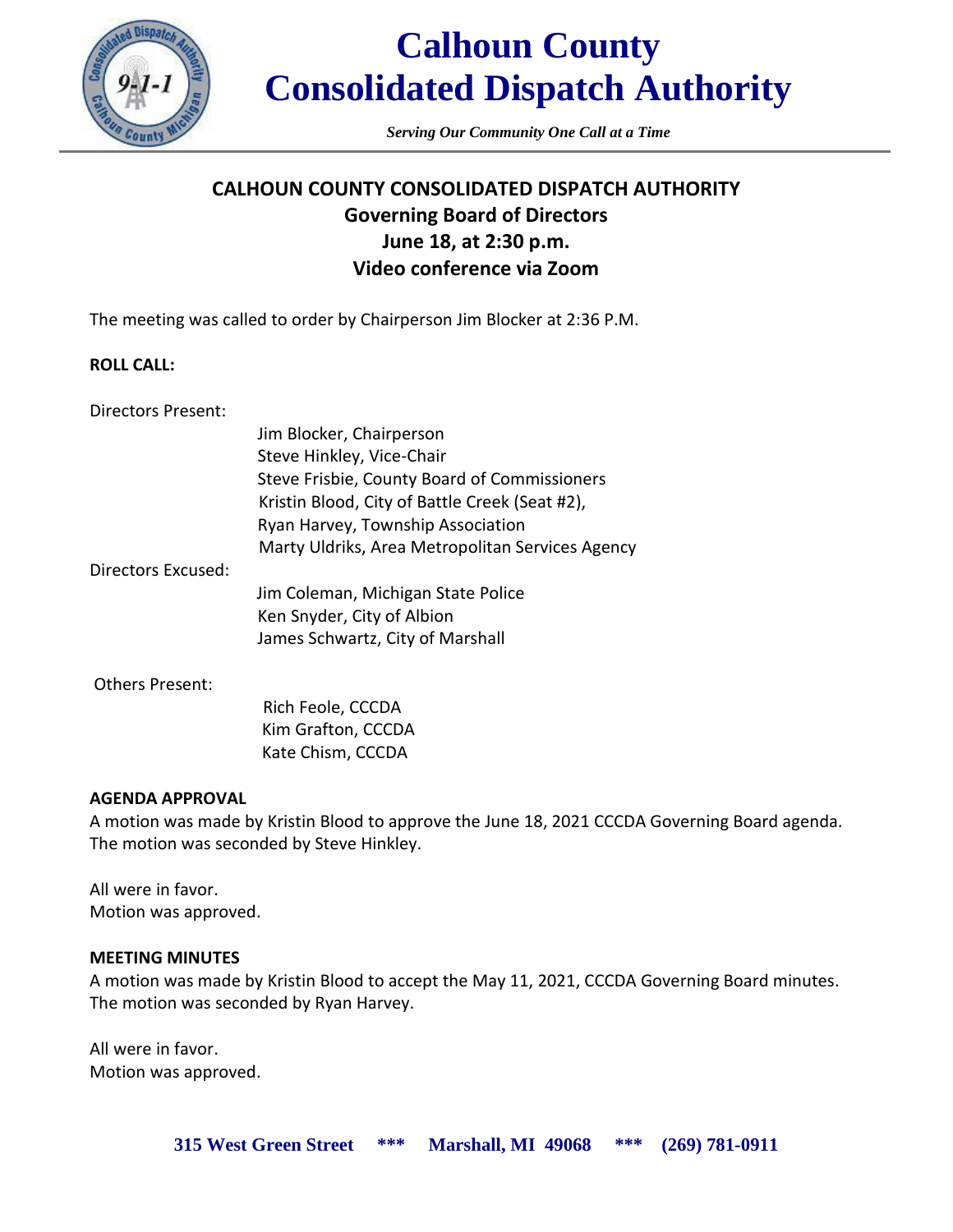# Calhoun County Consolidated Dispatch Authority

*Serving Our Community One Call at a Time*

## CALHOUN COUNTY CONSOLIDATED DISPATCH AUTHORITY
## Governing Board of Directors
## June 18, at 2:30 p.m.
## Video conference via Zoom

The meeting was called to order by Chairperson Jim Blocker at 2:36 P.M.

**ROLL CALL:**

Directors Present:

- Jim Blocker, Chairperson
- Steve Hinkley, Vice-Chair
- Steve Frisbie, County Board of Commissioners
- Kristin Blood, City of Battle Creek (Seat #2),
- Ryan Harvey, Township Association
- Marty Uldriks, Area Metropolitan Services Agency

Directors Excused:

- Jim Coleman, Michigan State Police
- Ken Snyder, City of Albion
- James Schwartz, City of Marshall

Others Present:

- Rich Feole, CCCDA
- Kim Grafton, CCCDA
- Kate Chism, CCCDA

**AGENDA APPROVAL**

A motion was made by Kristin Blood to approve the June 18, 2021 CCCDA Governing Board agenda. The motion was seconded by Steve Hinkley.

All were in favor.
Motion was approved.

**MEETING MINUTES**

A motion was made by Kristin Blood to accept the May 11, 2021, CCCDA Governing Board minutes. The motion was seconded by Ryan Harvey.

All were in favor.
Motion was approved.

**315 West Green Street \*\*\* Marshall, MI 49068 \*\*\* (269) 781-0911**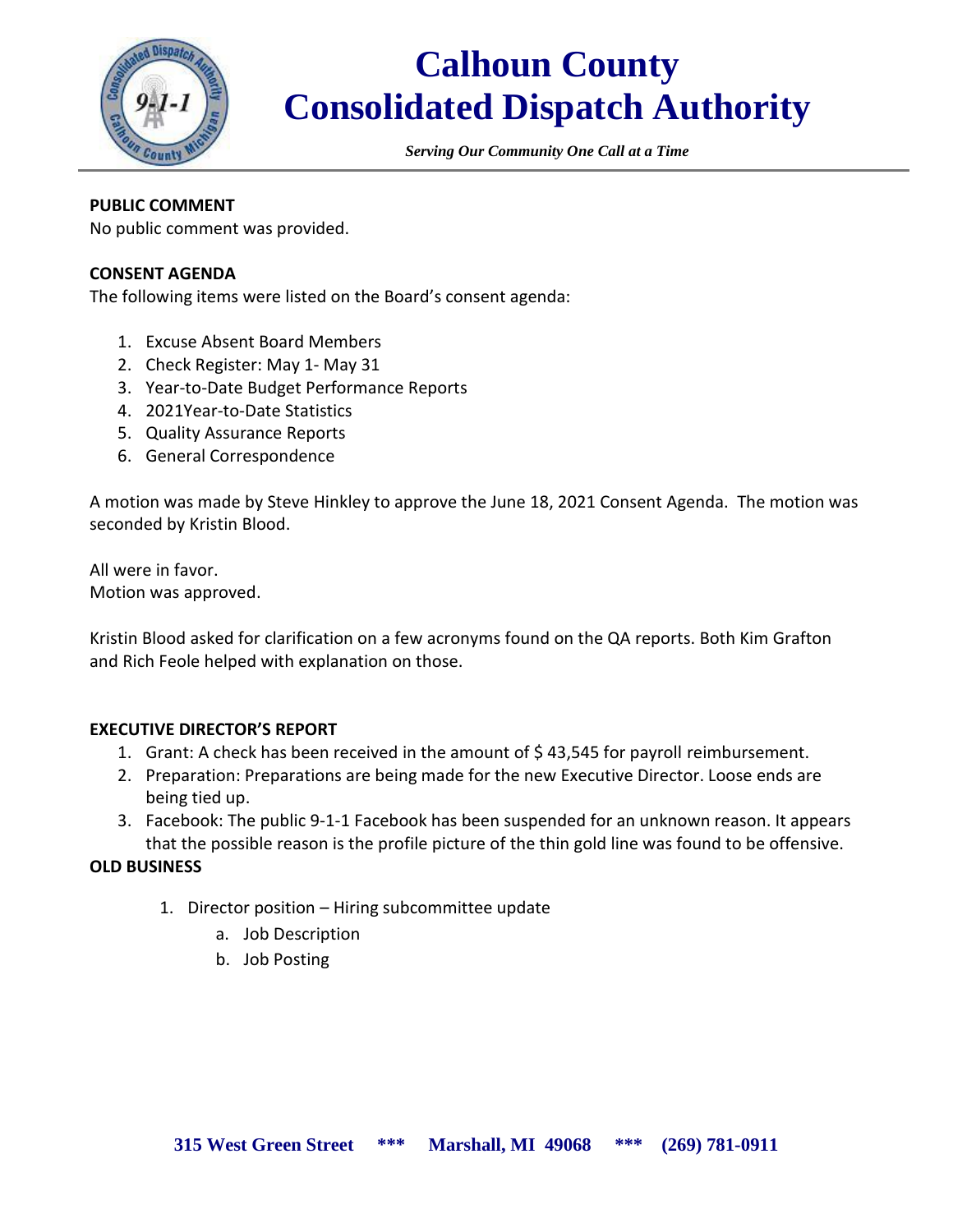**PUBLIC COMMENT**

No public comment was provided.

**CONSENT AGENDA**

The following items were listed on the Board's consent agenda:

1. Excuse Absent Board Members
2. Check Register: May 1- May 31
3. Year-to-Date Budget Performance Reports
4. 2021Year-to-Date Statistics
5. Quality Assurance Reports
6. General Correspondence

A motion was made by Steve Hinkley to approve the June 18, 2021 Consent Agenda. The motion was seconded by Kristin Blood.

All were in favor.
Motion was approved.

Kristin Blood asked for clarification on a few acronyms found on the QA reports. Both Kim Grafton and Rich Feole helped with explanation on those.

**EXECUTIVE DIRECTOR'S REPORT**

1. Grant: A check has been received in the amount of $ 43,545 for payroll reimbursement.
2. Preparation: Preparations are being made for the new Executive Director. Loose ends are being tied up.
3. Facebook: The public 9-1-1 Facebook has been suspended for an unknown reason. It appears that the possible reason is the profile picture of the thin gold line was found to be offensive.

**OLD BUSINESS**

1. Director position – Hiring subcommittee update
   a. Job Description
   b. Job Posting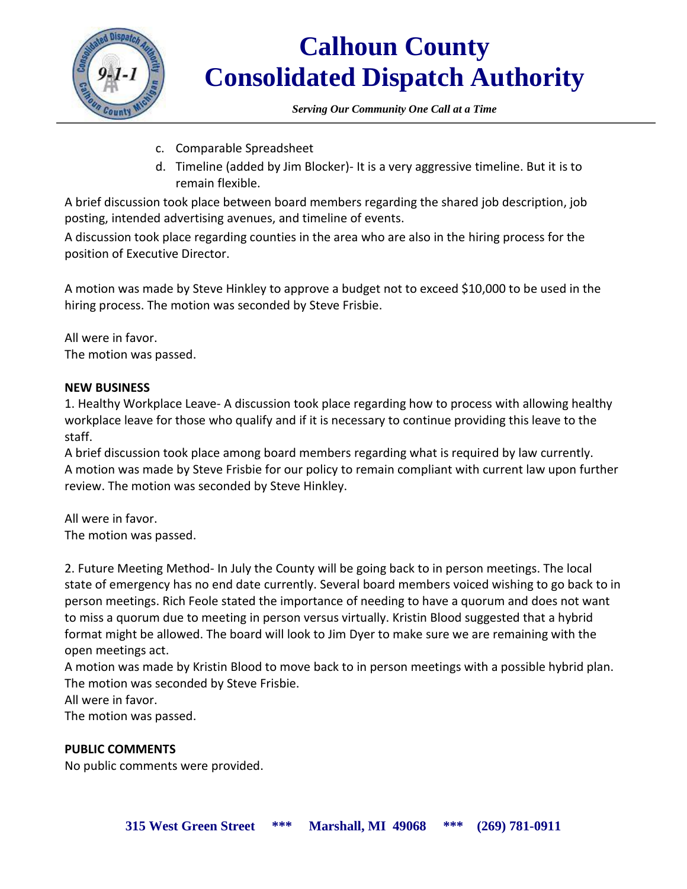c. Comparable Spreadsheet
d. Timeline (added by Jim Blocker)- It is a very aggressive timeline. But it is to remain flexible.

A brief discussion took place between board members regarding the shared job description, job posting, intended advertising avenues, and timeline of events.
A discussion took place regarding counties in the area who are also in the hiring process for the position of Executive Director.

A motion was made by Steve Hinkley to approve a budget not to exceed $10,000 to be used in the hiring process. The motion was seconded by Steve Frisbie.

All were in favor.
The motion was passed.

**NEW BUSINESS**

1. Healthy Workplace Leave- A discussion took place regarding how to process with allowing healthy workplace leave for those who qualify and if it is necessary to continue providing this leave to the staff.
A brief discussion took place among board members regarding what is required by law currently.
A motion was made by Steve Frisbie for our policy to remain compliant with current law upon further review. The motion was seconded by Steve Hinkley.

All were in favor.
The motion was passed.

2. Future Meeting Method- In July the County will be going back to in person meetings. The local state of emergency has no end date currently. Several board members voiced wishing to go back to in person meetings. Rich Feole stated the importance of needing to have a quorum and does not want to miss a quorum due to meeting in person versus virtually. Kristin Blood suggested that a hybrid format might be allowed. The board will look to Jim Dyer to make sure we are remaining with the open meetings act.
A motion was made by Kristin Blood to move back to in person meetings with a possible hybrid plan. The motion was seconded by Steve Frisbie.
All were in favor.
The motion was passed.

**PUBLIC COMMENTS**

No public comments were provided.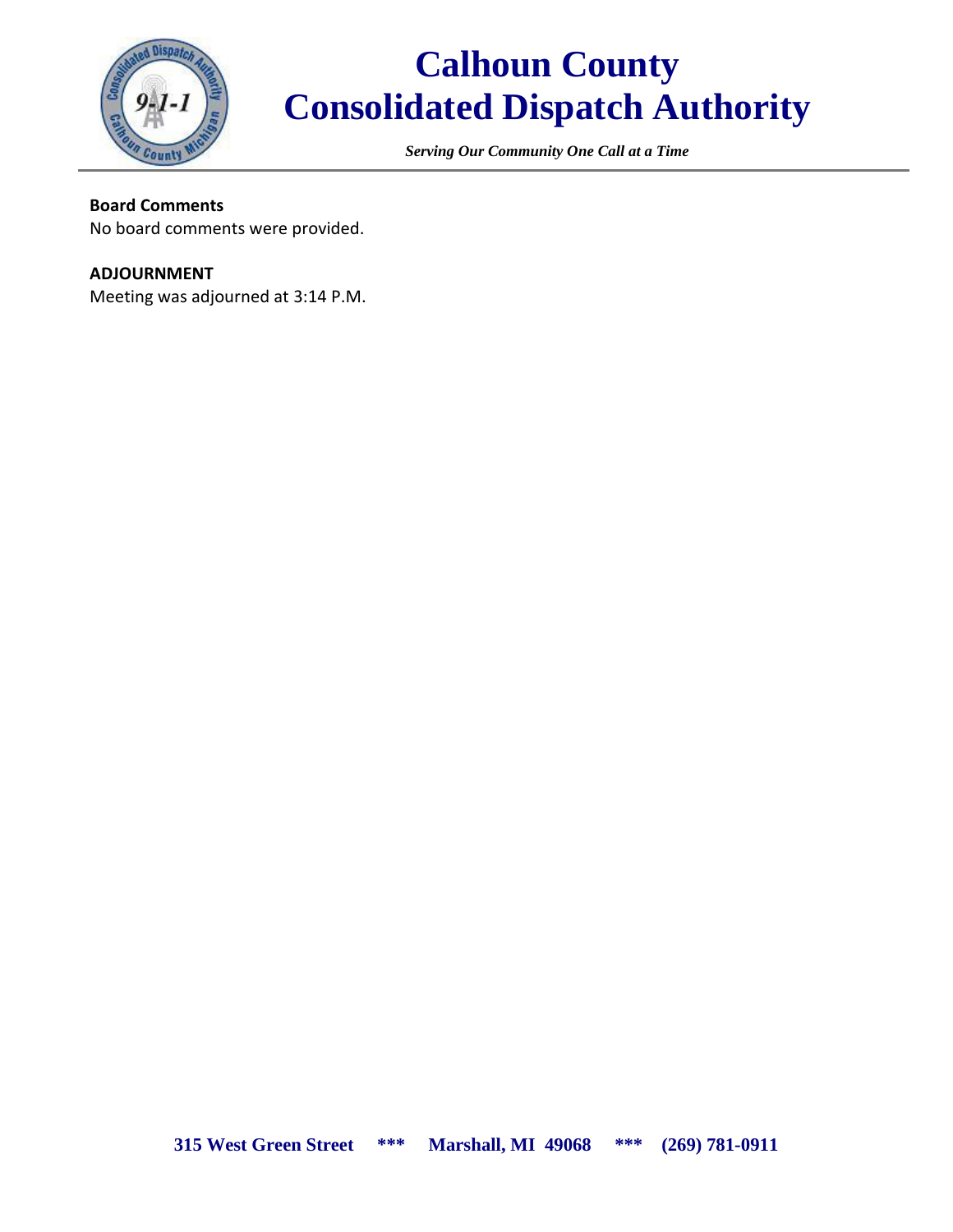**Board Comments**
No board comments were provided.

**ADJOURNMENT**
Meeting was adjourned at 3:14 P.M.